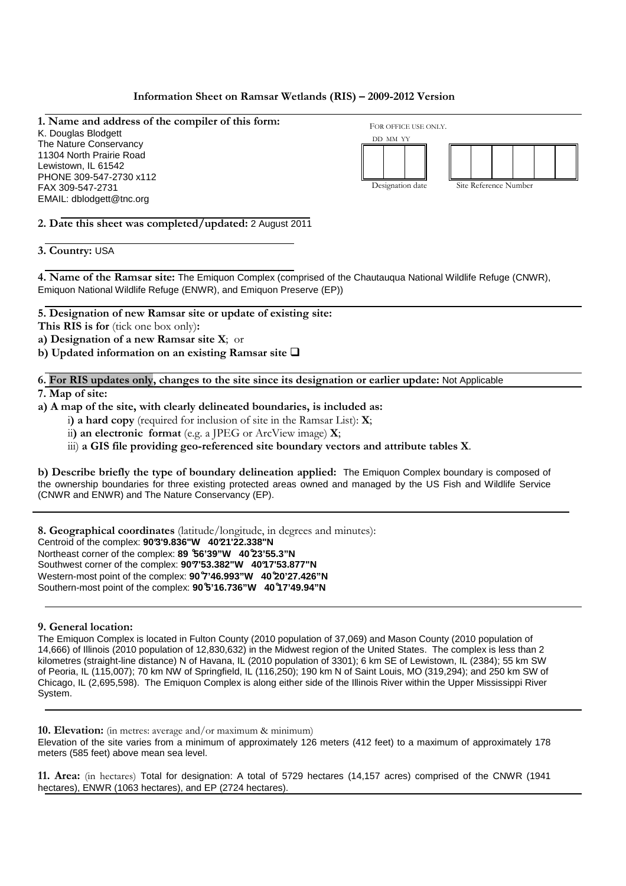**Information Sheet on Ramsar Wetlands (RIS) – 2009-2012 Version**

**1. Name and address of the compiler of this form:**
K. Douglas Blodgett
The Nature Conservancy
11304 North Prairie Road
Lewistown, IL 61542
PHONE 309-547-2730 x112
FAX 309-547-2731
EMAIL: dblodgett@tnc.org

FOR OFFICE USE ONLY.

| DD | MM | YY |
|---|---|---|
| | | |

Designation date

| | | | | | |
|---|---|---|---|---|---|
| | | | | | |

Site Reference Number

**2. Date this sheet was completed/updated:** 2 August 2011

**3. Country:** USA

**4. Name of the Ramsar site:** The Emiquon Complex (comprised of the Chautauqua National Wildlife Refuge (CNWR), Emiquon National Wildlife Refuge (ENWR), and Emiquon Preserve (EP))

**5. Designation of new Ramsar site or update of existing site:**

**This RIS is for** (tick one box only)**:**

**a) Designation of a new Ramsar site X**; or

**b) Updated information on an existing Ramsar site ❑**

**6. For RIS updates only, changes to the site since its designation or earlier update:** Not Applicable

**7. Map of site:**

**a) A map of the site, with clearly delineated boundaries, is included as:**

i**) a hard copy** (required for inclusion of site in the Ramsar List): **X**;

ii**) an electronic format** (e.g. a JPEG or ArcView image) **X**;

iii) **a GIS file providing geo-referenced site boundary vectors and attribute tables X**.

**b) Describe briefly the type of boundary delineation applied:** The Emiquon Complex boundary is composed of the ownership boundaries for three existing protected areas owned and managed by the US Fish and Wildlife Service (CNWR and ENWR) and The Nature Conservancy (EP).

**8. Geographical coordinates** (latitude/longitude, in degrees and minutes):
Centroid of the complex: **90°3'9.836"W 40°21'22.338"N**
Northeast corner of the complex: **89 °56'39"W 40°23'55.3"N**
Southwest corner of the complex: **90°7'53.382"W 40°17'53.877"N**
Western-most point of the complex: **90°7'46.993"W 40°20'27.426"N**
Southern-most point of the complex: **90°5'16.736"W 40°17'49.94"N**

**9. General location:**

The Emiquon Complex is located in Fulton County (2010 population of 37,069) and Mason County (2010 population of 14,666) of Illinois (2010 population of 12,830,632) in the Midwest region of the United States. The complex is less than 2 kilometres (straight-line distance) N of Havana, IL (2010 population of 3301); 6 km SE of Lewistown, IL (2384); 55 km SW of Peoria, IL (115,007); 70 km NW of Springfield, IL (116,250); 190 km N of Saint Louis, MO (319,294); and 250 km SW of Chicago, IL (2,695,598). The Emiquon Complex is along either side of the Illinois River within the Upper Mississippi River System.

**10. Elevation:** (in metres: average and/or maximum & minimum)
Elevation of the site varies from a minimum of approximately 126 meters (412 feet) to a maximum of approximately 178 meters (585 feet) above mean sea level.

**11. Area:** (in hectares) Total for designation: A total of 5729 hectares (14,157 acres) comprised of the CNWR (1941 hectares), ENWR (1063 hectares), and EP (2724 hectares).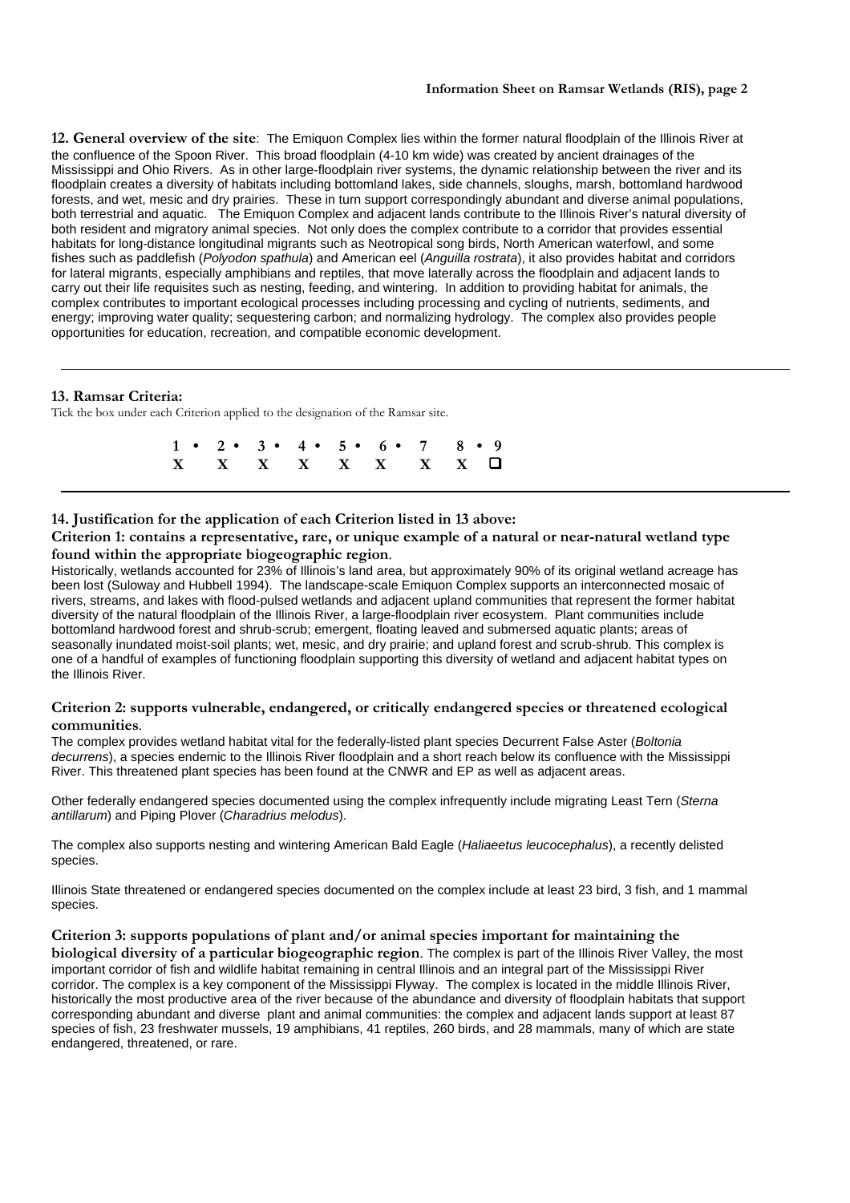**12. General overview of the site**: The Emiquon Complex lies within the former natural floodplain of the Illinois River at the confluence of the Spoon River. This broad floodplain (4-10 km wide) was created by ancient drainages of the Mississippi and Ohio Rivers. As in other large-floodplain river systems, the dynamic relationship between the river and its floodplain creates a diversity of habitats including bottomland lakes, side channels, sloughs, marsh, bottomland hardwood forests, and wet, mesic and dry prairies. These in turn support correspondingly abundant and diverse animal populations, both terrestrial and aquatic. The Emiquon Complex and adjacent lands contribute to the Illinois River's natural diversity of both resident and migratory animal species. Not only does the complex contribute to a corridor that provides essential habitats for long-distance longitudinal migrants such as Neotropical song birds, North American waterfowl, and some fishes such as paddlefish (*Polyodon spathula*) and American eel (*Anguilla rostrata*), it also provides habitat and corridors for lateral migrants, especially amphibians and reptiles, that move laterally across the floodplain and adjacent lands to carry out their life requisites such as nesting, feeding, and wintering. In addition to providing habitat for animals, the complex contributes to important ecological processes including processing and cycling of nutrients, sediments, and energy; improving water quality; sequestering carbon; and normalizing hydrology. The complex also provides people opportunities for education, recreation, and compatible economic development.

---

**13. Ramsar Criteria:**

Tick the box under each Criterion applied to the designation of the Ramsar site.

| 1 | 2 | 3 | 4 | 5 | 6 | 7 | 8 | 9 |
|---|---|---|---|---|---|---|---|---|
| X | X | X | X | X | X | X | X | ❑ |

---

**14. Justification for the application of each Criterion listed in 13 above:**

**Criterion 1: contains a representative, rare, or unique example of a natural or near-natural wetland type found within the appropriate biogeographic region**.

Historically, wetlands accounted for 23% of Illinois's land area, but approximately 90% of its original wetland acreage has been lost (Suloway and Hubbell 1994). The landscape-scale Emiquon Complex supports an interconnected mosaic of rivers, streams, and lakes with flood-pulsed wetlands and adjacent upland communities that represent the former habitat diversity of the natural floodplain of the Illinois River, a large-floodplain river ecosystem. Plant communities include bottomland hardwood forest and shrub-scrub; emergent, floating leaved and submersed aquatic plants; areas of seasonally inundated moist-soil plants; wet, mesic, and dry prairie; and upland forest and scrub-shrub. This complex is one of a handful of examples of functioning floodplain supporting this diversity of wetland and adjacent habitat types on the Illinois River.

**Criterion 2: supports vulnerable, endangered, or critically endangered species or threatened ecological communities**.

The complex provides wetland habitat vital for the federally-listed plant species Decurrent False Aster (*Boltonia decurrens*), a species endemic to the Illinois River floodplain and a short reach below its confluence with the Mississippi River. This threatened plant species has been found at the CNWR and EP as well as adjacent areas.

Other federally endangered species documented using the complex infrequently include migrating Least Tern (*Sterna antillarum*) and Piping Plover (*Charadrius melodus*).

The complex also supports nesting and wintering American Bald Eagle (*Haliaeetus leucocephalus*), a recently delisted species.

Illinois State threatened or endangered species documented on the complex include at least 23 bird, 3 fish, and 1 mammal species.

**Criterion 3: supports populations of plant and/or animal species important for maintaining the biological diversity of a particular biogeographic region**. The complex is part of the Illinois River Valley, the most important corridor of fish and wildlife habitat remaining in central Illinois and an integral part of the Mississippi River corridor. The complex is a key component of the Mississippi Flyway. The complex is located in the middle Illinois River, historically the most productive area of the river because of the abundance and diversity of floodplain habitats that support corresponding abundant and diverse plant and animal communities: the complex and adjacent lands support at least 87 species of fish, 23 freshwater mussels, 19 amphibians, 41 reptiles, 260 birds, and 28 mammals, many of which are state endangered, threatened, or rare.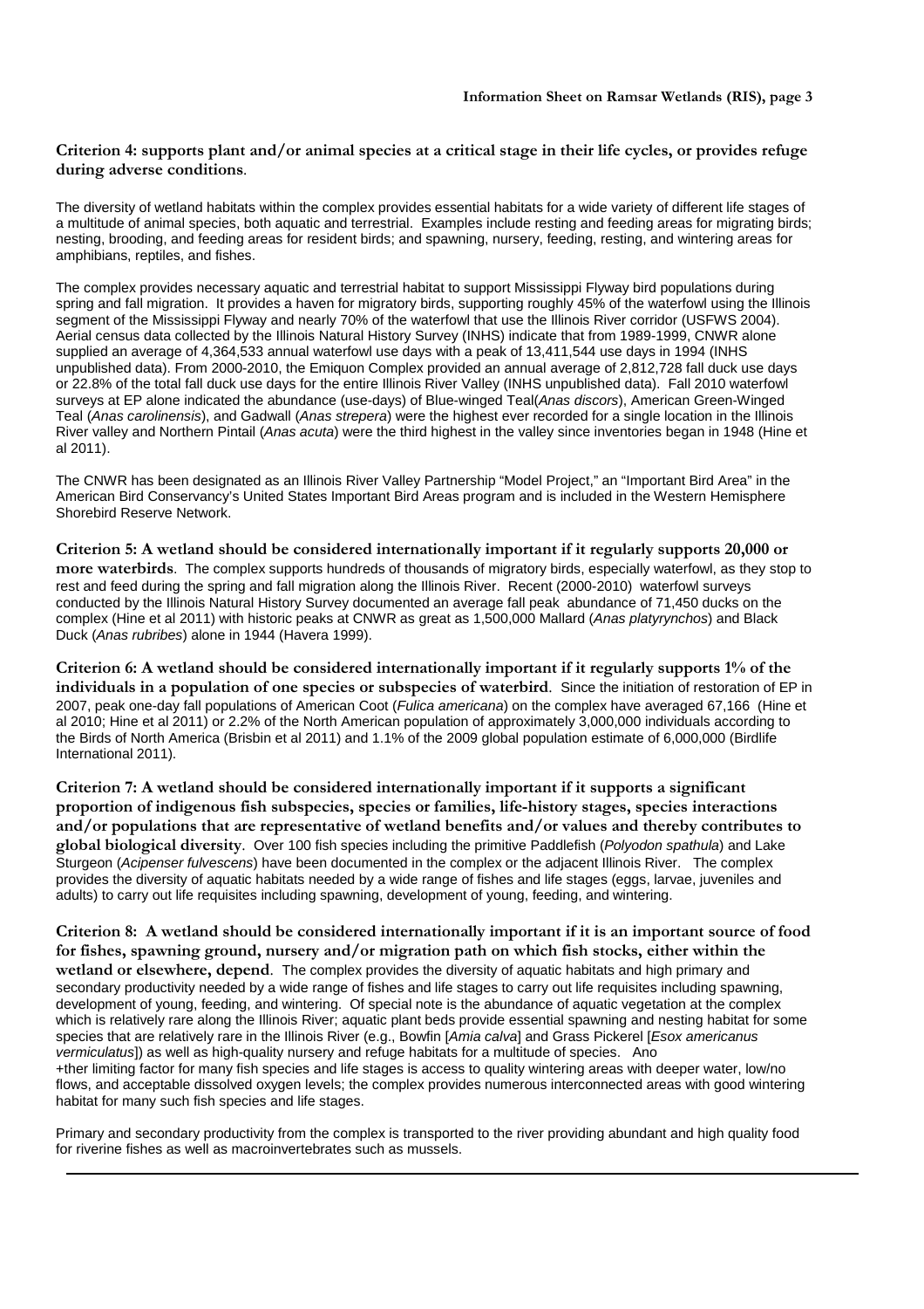**Criterion 4: supports plant and/or animal species at a critical stage in their life cycles, or provides refuge during adverse conditions**.

The diversity of wetland habitats within the complex provides essential habitats for a wide variety of different life stages of a multitude of animal species, both aquatic and terrestrial. Examples include resting and feeding areas for migrating birds; nesting, brooding, and feeding areas for resident birds; and spawning, nursery, feeding, resting, and wintering areas for amphibians, reptiles, and fishes.

The complex provides necessary aquatic and terrestrial habitat to support Mississippi Flyway bird populations during spring and fall migration. It provides a haven for migratory birds, supporting roughly 45% of the waterfowl using the Illinois segment of the Mississippi Flyway and nearly 70% of the waterfowl that use the Illinois River corridor (USFWS 2004). Aerial census data collected by the Illinois Natural History Survey (INHS) indicate that from 1989-1999, CNWR alone supplied an average of 4,364,533 annual waterfowl use days with a peak of 13,411,544 use days in 1994 (INHS unpublished data). From 2000-2010, the Emiquon Complex provided an annual average of 2,812,728 fall duck use days or 22.8% of the total fall duck use days for the entire Illinois River Valley (INHS unpublished data). Fall 2010 waterfowl surveys at EP alone indicated the abundance (use-days) of Blue-winged Teal(*Anas discors*), American Green-Winged Teal (*Anas carolinensis*), and Gadwall (*Anas strepera*) were the highest ever recorded for a single location in the Illinois River valley and Northern Pintail (*Anas acuta*) were the third highest in the valley since inventories began in 1948 (Hine et al 2011).

The CNWR has been designated as an Illinois River Valley Partnership "Model Project," an "Important Bird Area" in the American Bird Conservancy's United States Important Bird Areas program and is included in the Western Hemisphere Shorebird Reserve Network.

**Criterion 5: A wetland should be considered internationally important if it regularly supports 20,000 or more waterbirds**. The complex supports hundreds of thousands of migratory birds, especially waterfowl, as they stop to rest and feed during the spring and fall migration along the Illinois River. Recent (2000-2010) waterfowl surveys conducted by the Illinois Natural History Survey documented an average fall peak abundance of 71,450 ducks on the complex (Hine et al 2011) with historic peaks at CNWR as great as 1,500,000 Mallard (*Anas platyrynchos*) and Black Duck (*Anas rubribes*) alone in 1944 (Havera 1999).

**Criterion 6: A wetland should be considered internationally important if it regularly supports 1% of the individuals in a population of one species or subspecies of waterbird**. Since the initiation of restoration of EP in 2007, peak one-day fall populations of American Coot (*Fulica americana*) on the complex have averaged 67,166 (Hine et al 2010; Hine et al 2011) or 2.2% of the North American population of approximately 3,000,000 individuals according to the Birds of North America (Brisbin et al 2011) and 1.1% of the 2009 global population estimate of 6,000,000 (Birdlife International 2011).

**Criterion 7: A wetland should be considered internationally important if it supports a significant proportion of indigenous fish subspecies, species or families, life-history stages, species interactions and/or populations that are representative of wetland benefits and/or values and thereby contributes to global biological diversity**. Over 100 fish species including the primitive Paddlefish (*Polyodon spathula*) and Lake Sturgeon (*Acipenser fulvescens*) have been documented in the complex or the adjacent Illinois River. The complex provides the diversity of aquatic habitats needed by a wide range of fishes and life stages (eggs, larvae, juveniles and adults) to carry out life requisites including spawning, development of young, feeding, and wintering.

**Criterion 8: A wetland should be considered internationally important if it is an important source of food for fishes, spawning ground, nursery and/or migration path on which fish stocks, either within the wetland or elsewhere, depend**. The complex provides the diversity of aquatic habitats and high primary and secondary productivity needed by a wide range of fishes and life stages to carry out life requisites including spawning, development of young, feeding, and wintering. Of special note is the abundance of aquatic vegetation at the complex which is relatively rare along the Illinois River; aquatic plant beds provide essential spawning and nesting habitat for some species that are relatively rare in the Illinois River (e.g., Bowfin [*Amia calva*] and Grass Pickerel [*Esox americanus vermiculatus*]) as well as high-quality nursery and refuge habitats for a multitude of species. Ano
+ther limiting factor for many fish species and life stages is access to quality wintering areas with deeper water, low/no flows, and acceptable dissolved oxygen levels; the complex provides numerous interconnected areas with good wintering habitat for many such fish species and life stages.

Primary and secondary productivity from the complex is transported to the river providing abundant and high quality food for riverine fishes as well as macroinvertebrates such as mussels.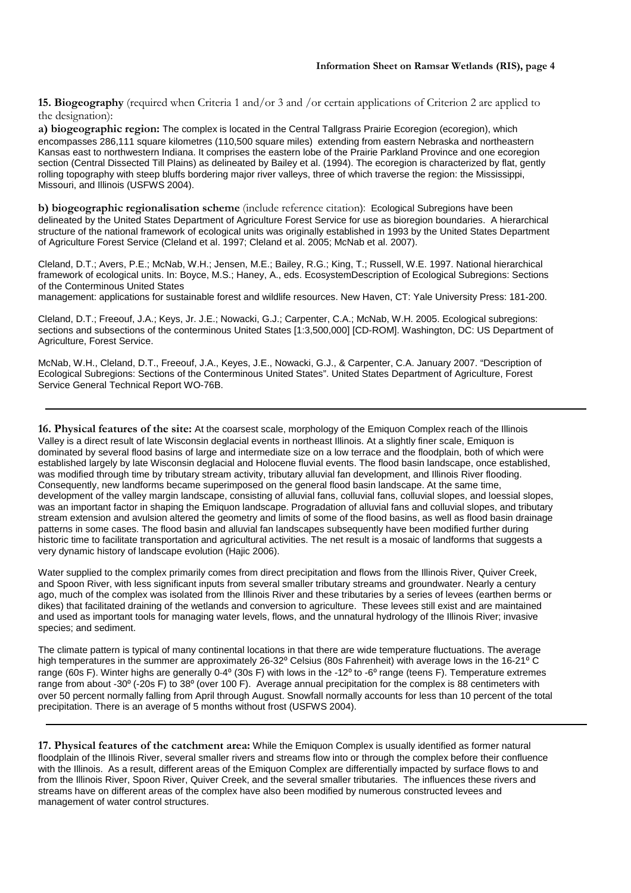**15. Biogeography** (required when Criteria 1 and/or 3 and /or certain applications of Criterion 2 are applied to the designation):

**a) biogeographic region:** The complex is located in the Central Tallgrass Prairie Ecoregion (ecoregion), which encompasses 286,111 square kilometres (110,500 square miles) extending from eastern Nebraska and northeastern Kansas east to northwestern Indiana. It comprises the eastern lobe of the Prairie Parkland Province and one ecoregion section (Central Dissected Till Plains) as delineated by Bailey et al. (1994). The ecoregion is characterized by flat, gently rolling topography with steep bluffs bordering major river valleys, three of which traverse the region: the Mississippi, Missouri, and Illinois (USFWS 2004).

**b) biogeographic regionalisation scheme** (include reference citation): Ecological Subregions have been delineated by the United States Department of Agriculture Forest Service for use as bioregion boundaries. A hierarchical structure of the national framework of ecological units was originally established in 1993 by the United States Department of Agriculture Forest Service (Cleland et al. 1997; Cleland et al. 2005; McNab et al. 2007).

Cleland, D.T.; Avers, P.E.; McNab, W.H.; Jensen, M.E.; Bailey, R.G.; King, T.; Russell, W.E. 1997. National hierarchical framework of ecological units. In: Boyce, M.S.; Haney, A., eds. EcosystemDescription of Ecological Subregions: Sections of the Conterminous United States
management: applications for sustainable forest and wildlife resources. New Haven, CT: Yale University Press: 181-200.

Cleland, D.T.; Freeouf, J.A.; Keys, Jr. J.E.; Nowacki, G.J.; Carpenter, C.A.; McNab, W.H. 2005. Ecological subregions: sections and subsections of the conterminous United States [1:3,500,000] [CD-ROM]. Washington, DC: US Department of Agriculture, Forest Service.

McNab, W.H., Cleland, D.T., Freeouf, J.A., Keyes, J.E., Nowacki, G.J., & Carpenter, C.A. January 2007. "Description of Ecological Subregions: Sections of the Conterminous United States". United States Department of Agriculture, Forest Service General Technical Report WO-76B.

---

**16. Physical features of the site:** At the coarsest scale, morphology of the Emiquon Complex reach of the Illinois Valley is a direct result of late Wisconsin deglacial events in northeast Illinois. At a slightly finer scale, Emiquon is dominated by several flood basins of large and intermediate size on a low terrace and the floodplain, both of which were established largely by late Wisconsin deglacial and Holocene fluvial events. The flood basin landscape, once established, was modified through time by tributary stream activity, tributary alluvial fan development, and Illinois River flooding. Consequently, new landforms became superimposed on the general flood basin landscape. At the same time, development of the valley margin landscape, consisting of alluvial fans, colluvial fans, colluvial slopes, and loessial slopes, was an important factor in shaping the Emiquon landscape. Progradation of alluvial fans and colluvial slopes, and tributary stream extension and avulsion altered the geometry and limits of some of the flood basins, as well as flood basin drainage patterns in some cases. The flood basin and alluvial fan landscapes subsequently have been modified further during historic time to facilitate transportation and agricultural activities. The net result is a mosaic of landforms that suggests a very dynamic history of landscape evolution (Hajic 2006).

Water supplied to the complex primarily comes from direct precipitation and flows from the Illinois River, Quiver Creek, and Spoon River, with less significant inputs from several smaller tributary streams and groundwater. Nearly a century ago, much of the complex was isolated from the Illinois River and these tributaries by a series of levees (earthen berms or dikes) that facilitated draining of the wetlands and conversion to agriculture. These levees still exist and are maintained and used as important tools for managing water levels, flows, and the unnatural hydrology of the Illinois River; invasive species; and sediment.

The climate pattern is typical of many continental locations in that there are wide temperature fluctuations. The average high temperatures in the summer are approximately 26-32º Celsius (80s Fahrenheit) with average lows in the 16-21º C range (60s F). Winter highs are generally 0-4º (30s F) with lows in the -12º to -6º range (teens F). Temperature extremes range from about -30º (-20s F) to 38º (over 100 F). Average annual precipitation for the complex is 88 centimeters with over 50 percent normally falling from April through August. Snowfall normally accounts for less than 10 percent of the total precipitation. There is an average of 5 months without frost (USFWS 2004).

---

**17. Physical features of the catchment area:** While the Emiquon Complex is usually identified as former natural floodplain of the Illinois River, several smaller rivers and streams flow into or through the complex before their confluence with the Illinois. As a result, different areas of the Emiquon Complex are differentially impacted by surface flows to and from the Illinois River, Spoon River, Quiver Creek, and the several smaller tributaries. The influences these rivers and streams have on different areas of the complex have also been modified by numerous constructed levees and management of water control structures.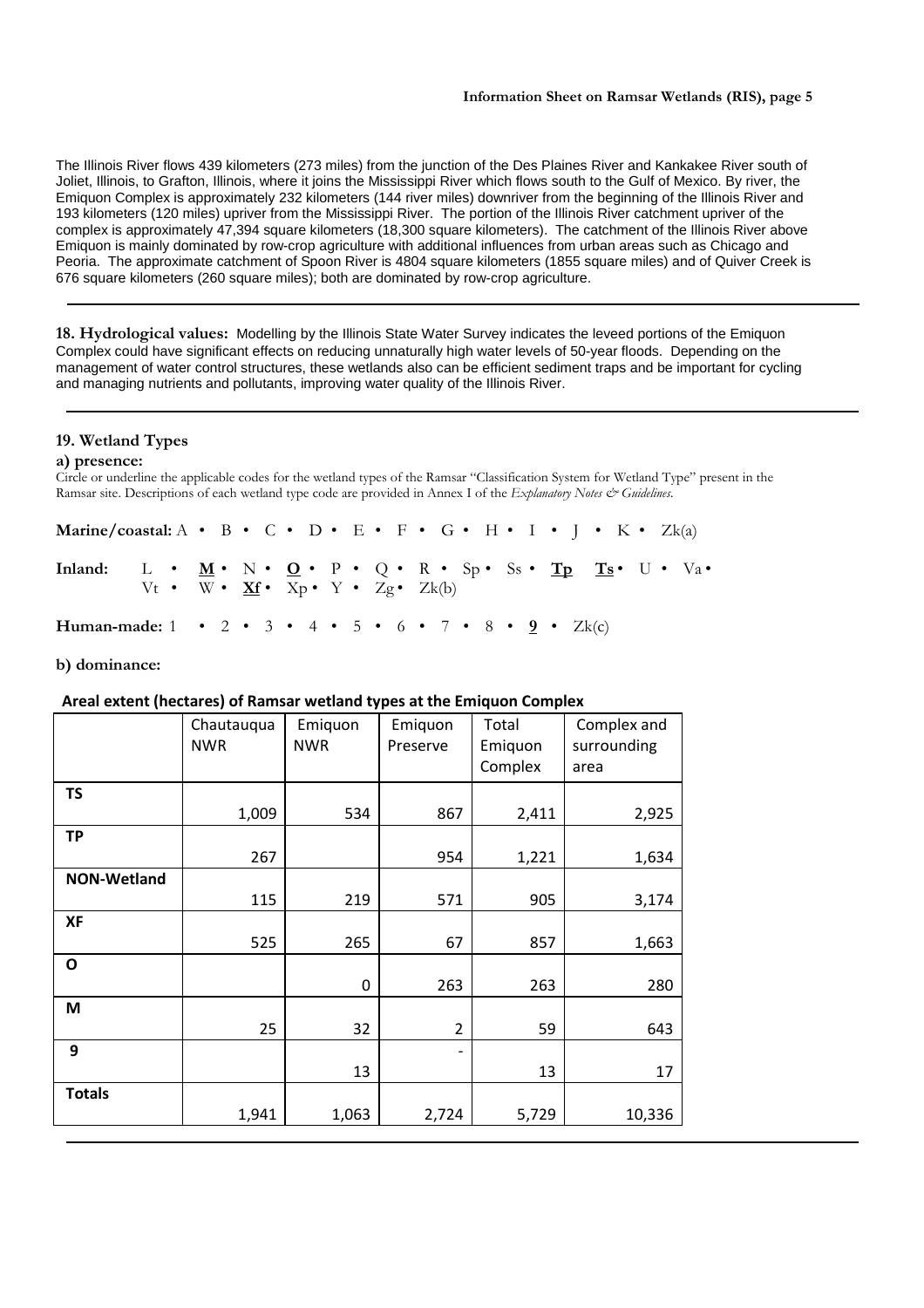The Illinois River flows 439 kilometers (273 miles) from the junction of the Des Plaines River and Kankakee River south of Joliet, Illinois, to Grafton, Illinois, where it joins the Mississippi River which flows south to the Gulf of Mexico. By river, the Emiquon Complex is approximately 232 kilometers (144 river miles) downriver from the beginning of the Illinois River and 193 kilometers (120 miles) upriver from the Mississippi River. The portion of the Illinois River catchment upriver of the complex is approximately 47,394 square kilometers (18,300 square kilometers). The catchment of the Illinois River above Emiquon is mainly dominated by row-crop agriculture with additional influences from urban areas such as Chicago and Peoria. The approximate catchment of Spoon River is 4804 square kilometers (1855 square miles) and of Quiver Creek is 676 square kilometers (260 square miles); both are dominated by row-crop agriculture.

---

**18. Hydrological values:** Modelling by the Illinois State Water Survey indicates the leveed portions of the Emiquon Complex could have significant effects on reducing unnaturally high water levels of 50-year floods. Depending on the management of water control structures, these wetlands also can be efficient sediment traps and be important for cycling and managing nutrients and pollutants, improving water quality of the Illinois River.

---

**19. Wetland Types**

**a) presence:**

Circle or underline the applicable codes for the wetland types of the Ramsar "Classification System for Wetland Type" present in the Ramsar site. Descriptions of each wetland type code are provided in Annex I of the *Explanatory Notes & Guidelines*.

**Marine/coastal:** A • B • C • D • E • F • G • H • I • J • K • Zk(a)

**Inland:** L • **M** • N • **O** • P • Q • R • Sp • Ss • **Tp** **Ts** • U • Va • Vt • W • **Xf** • Xp • Y • Zg • Zk(b)

**Human-made:** 1 • 2 • 3 • 4 • 5 • 6 • 7 • 8 • **9** • Zk(c)

**b) dominance:**

**Areal extent (hectares) of Ramsar wetland types at the Emiquon Complex**

| | Chautauqua NWR | Emiquon NWR | Emiquon Preserve | Total Emiquon Complex | Complex and surrounding area |
|---|---|---|---|---|---|
| **TS** | 1,009 | 534 | 867 | 2,411 | 2,925 |
| **TP** | 267 | | 954 | 1,221 | 1,634 |
| **NON-Wetland** | 115 | 219 | 571 | 905 | 3,174 |
| **XF** | 525 | 265 | 67 | 857 | 1,663 |
| **O** | | 0 | 263 | 263 | 280 |
| **M** | 25 | 32 | 2 | 59 | 643 |
| **9** | | 13 | - | 13 | 17 |
| **Totals** | 1,941 | 1,063 | 2,724 | 5,729 | 10,336 |

---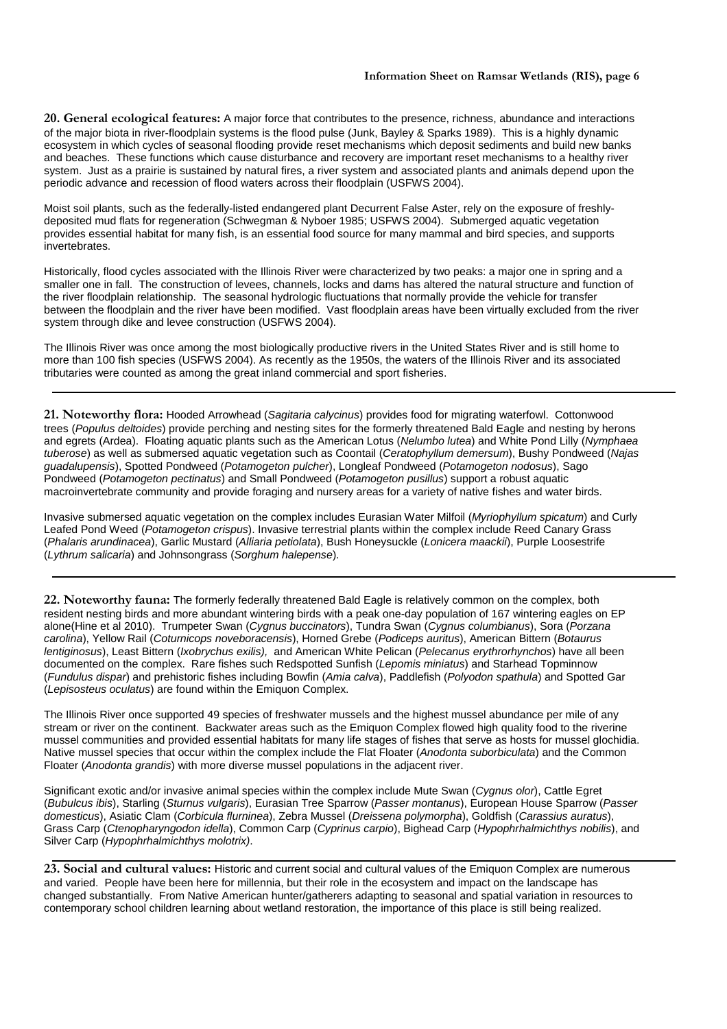**20. General ecological features:** A major force that contributes to the presence, richness, abundance and interactions of the major biota in river-floodplain systems is the flood pulse (Junk, Bayley & Sparks 1989). This is a highly dynamic ecosystem in which cycles of seasonal flooding provide reset mechanisms which deposit sediments and build new banks and beaches. These functions which cause disturbance and recovery are important reset mechanisms to a healthy river system. Just as a prairie is sustained by natural fires, a river system and associated plants and animals depend upon the periodic advance and recession of flood waters across their floodplain (USFWS 2004).

Moist soil plants, such as the federally-listed endangered plant Decurrent False Aster, rely on the exposure of freshly-deposited mud flats for regeneration (Schwegman & Nyboer 1985; USFWS 2004). Submerged aquatic vegetation provides essential habitat for many fish, is an essential food source for many mammal and bird species, and supports invertebrates.

Historically, flood cycles associated with the Illinois River were characterized by two peaks: a major one in spring and a smaller one in fall. The construction of levees, channels, locks and dams has altered the natural structure and function of the river floodplain relationship. The seasonal hydrologic fluctuations that normally provide the vehicle for transfer between the floodplain and the river have been modified. Vast floodplain areas have been virtually excluded from the river system through dike and levee construction (USFWS 2004).

The Illinois River was once among the most biologically productive rivers in the United States River and is still home to more than 100 fish species (USFWS 2004). As recently as the 1950s, the waters of the Illinois River and its associated tributaries were counted as among the great inland commercial and sport fisheries.

---

**21. Noteworthy flora:** Hooded Arrowhead (*Sagitaria calycinus*) provides food for migrating waterfowl. Cottonwood trees (*Populus deltoides*) provide perching and nesting sites for the formerly threatened Bald Eagle and nesting by herons and egrets (Ardea). Floating aquatic plants such as the American Lotus (*Nelumbo lutea*) and White Pond Lilly (*Nymphaea tuberose*) as well as submersed aquatic vegetation such as Coontail (*Ceratophyllum demersum*), Bushy Pondweed (*Najas guadalupensis*), Spotted Pondweed (*Potamogeton pulcher*), Longleaf Pondweed (*Potamogeton nodosus*), Sago Pondweed (*Potamogeton pectinatus*) and Small Pondweed (*Potamogeton pusillus*) support a robust aquatic macroinvertebrate community and provide foraging and nursery areas for a variety of native fishes and water birds.

Invasive submersed aquatic vegetation on the complex includes Eurasian Water Milfoil (*Myriophyllum spicatum*) and Curly Leafed Pond Weed (*Potamogeton crispus*). Invasive terrestrial plants within the complex include Reed Canary Grass (*Phalaris arundinacea*), Garlic Mustard (*Alliaria petiolata*), Bush Honeysuckle (*Lonicera maackii*), Purple Loosestrife (*Lythrum salicaria*) and Johnsongrass (*Sorghum halepense*).

---

**22. Noteworthy fauna:** The formerly federally threatened Bald Eagle is relatively common on the complex, both resident nesting birds and more abundant wintering birds with a peak one-day population of 167 wintering eagles on EP alone(Hine et al 2010). Trumpeter Swan (*Cygnus buccinators*), Tundra Swan (*Cygnus columbianus*), Sora (*Porzana carolina*), Yellow Rail (*Coturnicops noveboracensis*), Horned Grebe (*Podiceps auritus*), American Bittern (*Botaurus lentiginosus*), Least Bittern (*Ixobrychus exilis),* and American White Pelican (*Pelecanus erythrorhynchos*) have all been documented on the complex. Rare fishes such Redspotted Sunfish (*Lepomis miniatus*) and Starhead Topminnow (*Fundulus dispar*) and prehistoric fishes including Bowfin (*Amia calva*), Paddlefish (*Polyodon spathula*) and Spotted Gar (*Lepisosteus oculatus*) are found within the Emiquon Complex.

The Illinois River once supported 49 species of freshwater mussels and the highest mussel abundance per mile of any stream or river on the continent. Backwater areas such as the Emiquon Complex flowed high quality food to the riverine mussel communities and provided essential habitats for many life stages of fishes that serve as hosts for mussel glochidia. Native mussel species that occur within the complex include the Flat Floater (*Anodonta suborbiculata*) and the Common Floater (*Anodonta grandis*) with more diverse mussel populations in the adjacent river.

Significant exotic and/or invasive animal species within the complex include Mute Swan (*Cygnus olor*), Cattle Egret (*Bubulcus ibis*), Starling (*Sturnus vulgaris*), Eurasian Tree Sparrow (*Passer montanus*), European House Sparrow (*Passer domesticus*), Asiatic Clam (*Corbicula flurninea*), Zebra Mussel (*Dreissena polymorpha*), Goldfish (*Carassius auratus*), Grass Carp (*Ctenopharyngodon idella*), Common Carp (*Cyprinus carpio*), Bighead Carp (*Hypophrhalmichthys nobilis*), and Silver Carp (*Hypophrhalmichthys molotrix)*.

---

**23. Social and cultural values:** Historic and current social and cultural values of the Emiquon Complex are numerous and varied. People have been here for millennia, but their role in the ecosystem and impact on the landscape has changed substantially. From Native American hunter/gatherers adapting to seasonal and spatial variation in resources to contemporary school children learning about wetland restoration, the importance of this place is still being realized.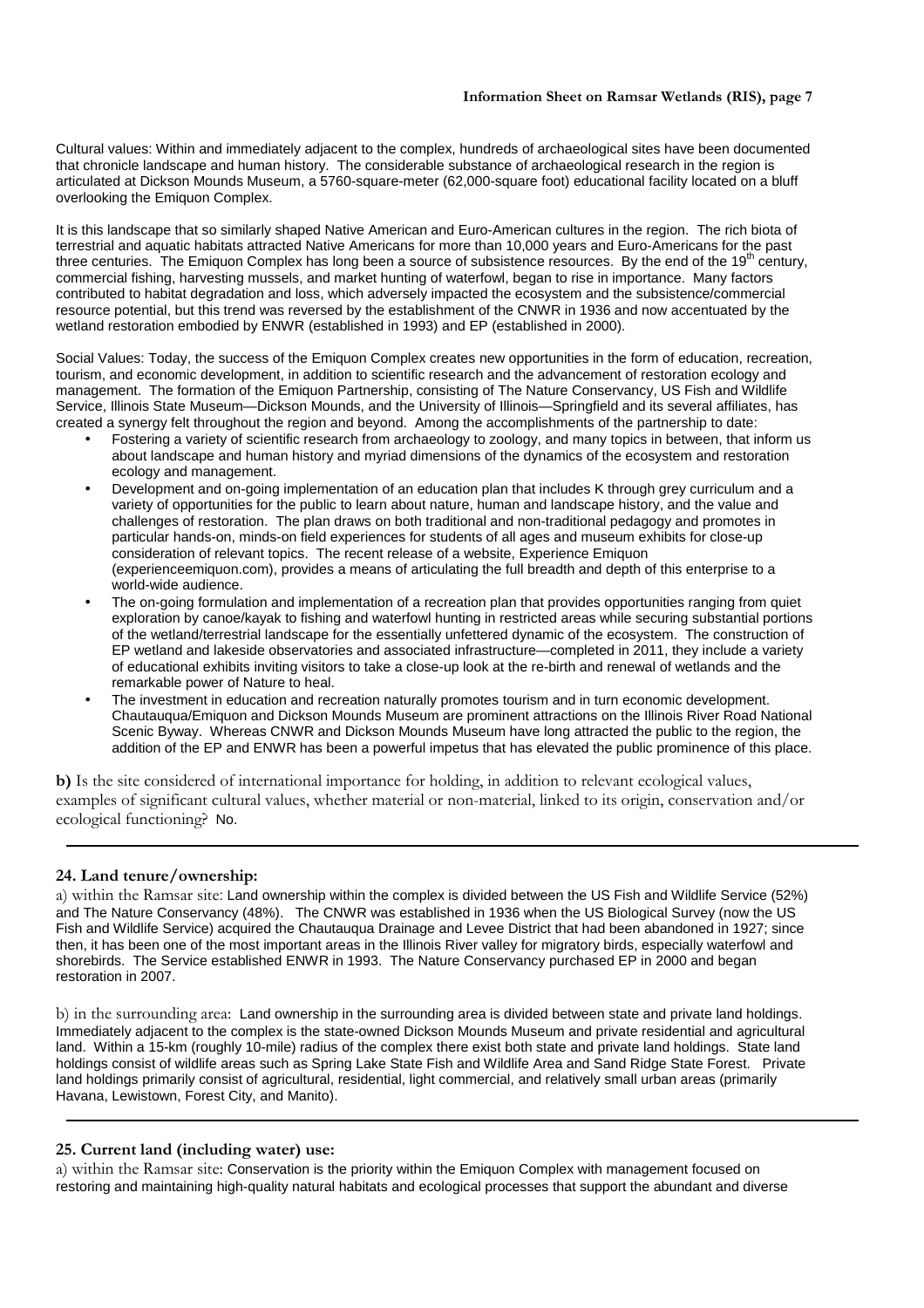Cultural values: Within and immediately adjacent to the complex, hundreds of archaeological sites have been documented that chronicle landscape and human history. The considerable substance of archaeological research in the region is articulated at Dickson Mounds Museum, a 5760-square-meter (62,000-square foot) educational facility located on a bluff overlooking the Emiquon Complex.

It is this landscape that so similarly shaped Native American and Euro-American cultures in the region. The rich biota of terrestrial and aquatic habitats attracted Native Americans for more than 10,000 years and Euro-Americans for the past three centuries. The Emiquon Complex has long been a source of subsistence resources. By the end of the 19th century, commercial fishing, harvesting mussels, and market hunting of waterfowl, began to rise in importance. Many factors contributed to habitat degradation and loss, which adversely impacted the ecosystem and the subsistence/commercial resource potential, but this trend was reversed by the establishment of the CNWR in 1936 and now accentuated by the wetland restoration embodied by ENWR (established in 1993) and EP (established in 2000).

Social Values: Today, the success of the Emiquon Complex creates new opportunities in the form of education, recreation, tourism, and economic development, in addition to scientific research and the advancement of restoration ecology and management. The formation of the Emiquon Partnership, consisting of The Nature Conservancy, US Fish and Wildlife Service, Illinois State Museum—Dickson Mounds, and the University of Illinois—Springfield and its several affiliates, has created a synergy felt throughout the region and beyond. Among the accomplishments of the partnership to date:

- Fostering a variety of scientific research from archaeology to zoology, and many topics in between, that inform us about landscape and human history and myriad dimensions of the dynamics of the ecosystem and restoration ecology and management.
- Development and on-going implementation of an education plan that includes K through grey curriculum and a variety of opportunities for the public to learn about nature, human and landscape history, and the value and challenges of restoration. The plan draws on both traditional and non-traditional pedagogy and promotes in particular hands-on, minds-on field experiences for students of all ages and museum exhibits for close-up consideration of relevant topics. The recent release of a website, Experience Emiquon (experienceemiquon.com), provides a means of articulating the full breadth and depth of this enterprise to a world-wide audience.
- The on-going formulation and implementation of a recreation plan that provides opportunities ranging from quiet exploration by canoe/kayak to fishing and waterfowl hunting in restricted areas while securing substantial portions of the wetland/terrestrial landscape for the essentially unfettered dynamic of the ecosystem. The construction of EP wetland and lakeside observatories and associated infrastructure—completed in 2011, they include a variety of educational exhibits inviting visitors to take a close-up look at the re-birth and renewal of wetlands and the remarkable power of Nature to heal.
- The investment in education and recreation naturally promotes tourism and in turn economic development. Chautauqua/Emiquon and Dickson Mounds Museum are prominent attractions on the Illinois River Road National Scenic Byway. Whereas CNWR and Dickson Mounds Museum have long attracted the public to the region, the addition of the EP and ENWR has been a powerful impetus that has elevated the public prominence of this place.

**b)** Is the site considered of international importance for holding, in addition to relevant ecological values, examples of significant cultural values, whether material or non-material, linked to its origin, conservation and/or ecological functioning? No.

## 24. Land tenure/ownership:

a) within the Ramsar site: Land ownership within the complex is divided between the US Fish and Wildlife Service (52%) and The Nature Conservancy (48%). The CNWR was established in 1936 when the US Biological Survey (now the US Fish and Wildlife Service) acquired the Chautauqua Drainage and Levee District that had been abandoned in 1927; since then, it has been one of the most important areas in the Illinois River valley for migratory birds, especially waterfowl and shorebirds. The Service established ENWR in 1993. The Nature Conservancy purchased EP in 2000 and began restoration in 2007.

b) in the surrounding area: Land ownership in the surrounding area is divided between state and private land holdings. Immediately adjacent to the complex is the state-owned Dickson Mounds Museum and private residential and agricultural land. Within a 15-km (roughly 10-mile) radius of the complex there exist both state and private land holdings. State land holdings consist of wildlife areas such as Spring Lake State Fish and Wildlife Area and Sand Ridge State Forest. Private land holdings primarily consist of agricultural, residential, light commercial, and relatively small urban areas (primarily Havana, Lewistown, Forest City, and Manito).

## 25. Current land (including water) use:

a) within the Ramsar site: Conservation is the priority within the Emiquon Complex with management focused on restoring and maintaining high-quality natural habitats and ecological processes that support the abundant and diverse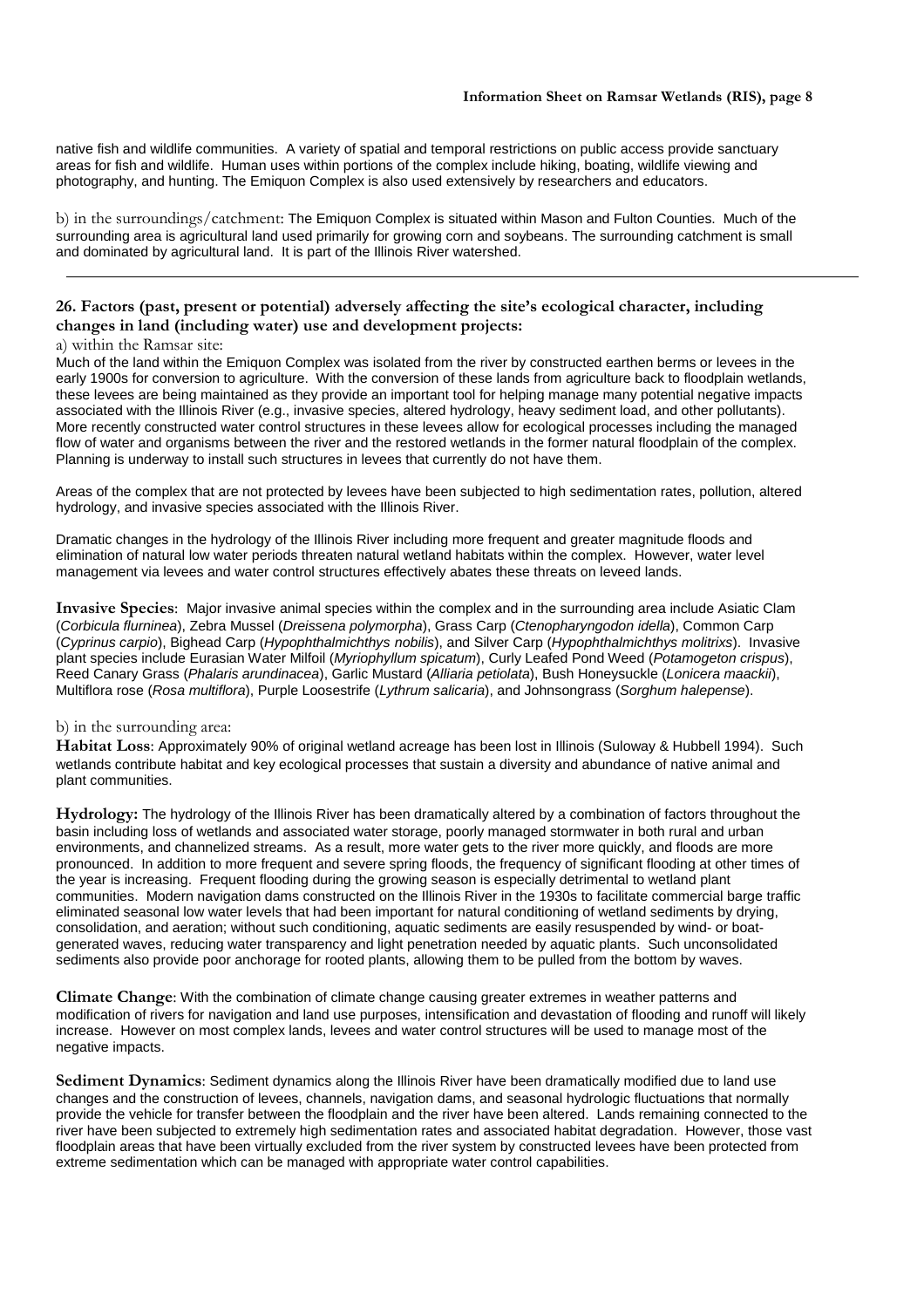native fish and wildlife communities. A variety of spatial and temporal restrictions on public access provide sanctuary areas for fish and wildlife. Human uses within portions of the complex include hiking, boating, wildlife viewing and photography, and hunting. The Emiquon Complex is also used extensively by researchers and educators.

b) in the surroundings/catchment: The Emiquon Complex is situated within Mason and Fulton Counties. Much of the surrounding area is agricultural land used primarily for growing corn and soybeans. The surrounding catchment is small and dominated by agricultural land. It is part of the Illinois River watershed.

---

## 26. Factors (past, present or potential) adversely affecting the site's ecological character, including changes in land (including water) use and development projects:

a) within the Ramsar site:

Much of the land within the Emiquon Complex was isolated from the river by constructed earthen berms or levees in the early 1900s for conversion to agriculture. With the conversion of these lands from agriculture back to floodplain wetlands, these levees are being maintained as they provide an important tool for helping manage many potential negative impacts associated with the Illinois River (e.g., invasive species, altered hydrology, heavy sediment load, and other pollutants). More recently constructed water control structures in these levees allow for ecological processes including the managed flow of water and organisms between the river and the restored wetlands in the former natural floodplain of the complex. Planning is underway to install such structures in levees that currently do not have them.

Areas of the complex that are not protected by levees have been subjected to high sedimentation rates, pollution, altered hydrology, and invasive species associated with the Illinois River.

Dramatic changes in the hydrology of the Illinois River including more frequent and greater magnitude floods and elimination of natural low water periods threaten natural wetland habitats within the complex. However, water level management via levees and water control structures effectively abates these threats on leveed lands.

**Invasive Species**: Major invasive animal species within the complex and in the surrounding area include Asiatic Clam (*Corbicula flurninea*), Zebra Mussel (*Dreissena polymorpha*), Grass Carp (*Ctenopharyngodon idella*), Common Carp (*Cyprinus carpio*), Bighead Carp (*Hypophthalmichthys nobilis*), and Silver Carp (*Hypophthalmichthys molitrixs*). Invasive plant species include Eurasian Water Milfoil (*Myriophyllum spicatum*), Curly Leafed Pond Weed (*Potamogeton crispus*), Reed Canary Grass (*Phalaris arundinacea*), Garlic Mustard (*Alliaria petiolata*), Bush Honeysuckle (*Lonicera maackii*), Multiflora rose (*Rosa multiflora*), Purple Loosestrife (*Lythrum salicaria*), and Johnsongrass (*Sorghum halepense*).

b) in the surrounding area:

**Habitat Loss**: Approximately 90% of original wetland acreage has been lost in Illinois (Suloway & Hubbell 1994). Such wetlands contribute habitat and key ecological processes that sustain a diversity and abundance of native animal and plant communities.

**Hydrology:** The hydrology of the Illinois River has been dramatically altered by a combination of factors throughout the basin including loss of wetlands and associated water storage, poorly managed stormwater in both rural and urban environments, and channelized streams. As a result, more water gets to the river more quickly, and floods are more pronounced. In addition to more frequent and severe spring floods, the frequency of significant flooding at other times of the year is increasing. Frequent flooding during the growing season is especially detrimental to wetland plant communities. Modern navigation dams constructed on the Illinois River in the 1930s to facilitate commercial barge traffic eliminated seasonal low water levels that had been important for natural conditioning of wetland sediments by drying, consolidation, and aeration; without such conditioning, aquatic sediments are easily resuspended by wind- or boat-generated waves, reducing water transparency and light penetration needed by aquatic plants. Such unconsolidated sediments also provide poor anchorage for rooted plants, allowing them to be pulled from the bottom by waves.

**Climate Change**: With the combination of climate change causing greater extremes in weather patterns and modification of rivers for navigation and land use purposes, intensification and devastation of flooding and runoff will likely increase. However on most complex lands, levees and water control structures will be used to manage most of the negative impacts.

**Sediment Dynamics**: Sediment dynamics along the Illinois River have been dramatically modified due to land use changes and the construction of levees, channels, navigation dams, and seasonal hydrologic fluctuations that normally provide the vehicle for transfer between the floodplain and the river have been altered. Lands remaining connected to the river have been subjected to extremely high sedimentation rates and associated habitat degradation. However, those vast floodplain areas that have been virtually excluded from the river system by constructed levees have been protected from extreme sedimentation which can be managed with appropriate water control capabilities.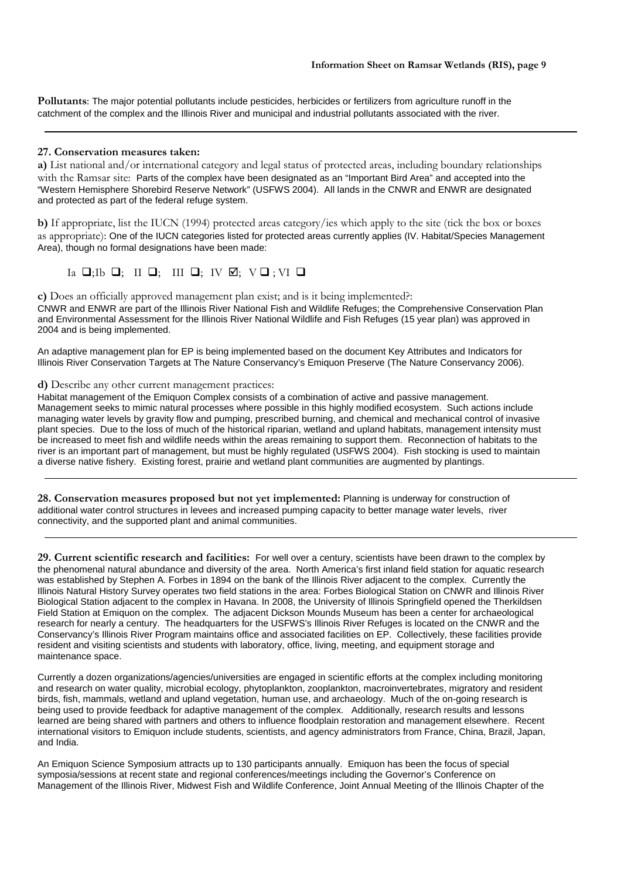**Pollutants**: The major potential pollutants include pesticides, herbicides or fertilizers from agriculture runoff in the catchment of the complex and the Illinois River and municipal and industrial pollutants associated with the river.

---

**27. Conservation measures taken:**

**a)** List national and/or international category and legal status of protected areas, including boundary relationships with the Ramsar site: Parts of the complex have been designated as an "Important Bird Area" and accepted into the "Western Hemisphere Shorebird Reserve Network" (USFWS 2004). All lands in the CNWR and ENWR are designated and protected as part of the federal refuge system.

**b)** If appropriate, list the IUCN (1994) protected areas category/ies which apply to the site (tick the box or boxes as appropriate): One of the IUCN categories listed for protected areas currently applies (IV. Habitat/Species Management Area), though no formal designations have been made:

Ia ❑;Ib ❑; II ❑; III ❑; IV ☑; V ❑ ; VI ❑

**c)** Does an officially approved management plan exist; and is it being implemented?:

CNWR and ENWR are part of the Illinois River National Fish and Wildlife Refuges; the Comprehensive Conservation Plan and Environmental Assessment for the Illinois River National Wildlife and Fish Refuges (15 year plan) was approved in 2004 and is being implemented.

An adaptive management plan for EP is being implemented based on the document Key Attributes and Indicators for Illinois River Conservation Targets at The Nature Conservancy's Emiquon Preserve (The Nature Conservancy 2006).

**d)** Describe any other current management practices:

Habitat management of the Emiquon Complex consists of a combination of active and passive management. Management seeks to mimic natural processes where possible in this highly modified ecosystem. Such actions include managing water levels by gravity flow and pumping, prescribed burning, and chemical and mechanical control of invasive plant species. Due to the loss of much of the historical riparian, wetland and upland habitats, management intensity must be increased to meet fish and wildlife needs within the areas remaining to support them. Reconnection of habitats to the river is an important part of management, but must be highly regulated (USFWS 2004). Fish stocking is used to maintain a diverse native fishery. Existing forest, prairie and wetland plant communities are augmented by plantings.

---

**28. Conservation measures proposed but not yet implemented:** Planning is underway for construction of additional water control structures in levees and increased pumping capacity to better manage water levels, river connectivity, and the supported plant and animal communities.

---

**29. Current scientific research and facilities:** For well over a century, scientists have been drawn to the complex by the phenomenal natural abundance and diversity of the area. North America's first inland field station for aquatic research was established by Stephen A. Forbes in 1894 on the bank of the Illinois River adjacent to the complex. Currently the Illinois Natural History Survey operates two field stations in the area: Forbes Biological Station on CNWR and Illinois River Biological Station adjacent to the complex in Havana. In 2008, the University of Illinois Springfield opened the Therkildsen Field Station at Emiquon on the complex. The adjacent Dickson Mounds Museum has been a center for archaeological research for nearly a century. The headquarters for the USFWS's Illinois River Refuges is located on the CNWR and the Conservancy's Illinois River Program maintains office and associated facilities on EP. Collectively, these facilities provide resident and visiting scientists and students with laboratory, office, living, meeting, and equipment storage and maintenance space.

Currently a dozen organizations/agencies/universities are engaged in scientific efforts at the complex including monitoring and research on water quality, microbial ecology, phytoplankton, zooplankton, macroinvertebrates, migratory and resident birds, fish, mammals, wetland and upland vegetation, human use, and archaeology. Much of the on-going research is being used to provide feedback for adaptive management of the complex. Additionally, research results and lessons learned are being shared with partners and others to influence floodplain restoration and management elsewhere. Recent international visitors to Emiquon include students, scientists, and agency administrators from France, China, Brazil, Japan, and India.

An Emiquon Science Symposium attracts up to 130 participants annually. Emiquon has been the focus of special symposia/sessions at recent state and regional conferences/meetings including the Governor's Conference on Management of the Illinois River, Midwest Fish and Wildlife Conference, Joint Annual Meeting of the Illinois Chapter of the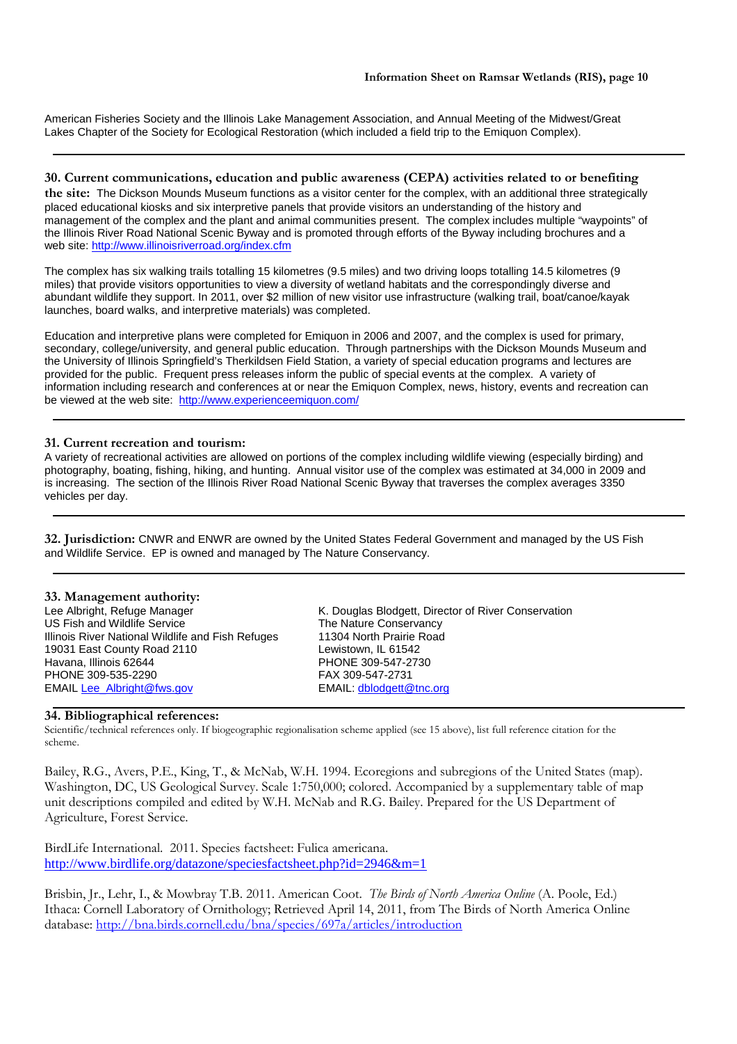American Fisheries Society and the Illinois Lake Management Association, and Annual Meeting of the Midwest/Great Lakes Chapter of the Society for Ecological Restoration (which included a field trip to the Emiquon Complex).

---

**30. Current communications, education and public awareness (CEPA) activities related to or benefiting the site:** The Dickson Mounds Museum functions as a visitor center for the complex, with an additional three strategically placed educational kiosks and six interpretive panels that provide visitors an understanding of the history and management of the complex and the plant and animal communities present. The complex includes multiple "waypoints" of the Illinois River Road National Scenic Byway and is promoted through efforts of the Byway including brochures and a web site: http://www.illinoisriverroad.org/index.cfm

The complex has six walking trails totalling 15 kilometres (9.5 miles) and two driving loops totalling 14.5 kilometres (9 miles) that provide visitors opportunities to view a diversity of wetland habitats and the correspondingly diverse and abundant wildlife they support. In 2011, over $2 million of new visitor use infrastructure (walking trail, boat/canoe/kayak launches, board walks, and interpretive materials) was completed.

Education and interpretive plans were completed for Emiquon in 2006 and 2007, and the complex is used for primary, secondary, college/university, and general public education. Through partnerships with the Dickson Mounds Museum and the University of Illinois Springfield's Therkildsen Field Station, a variety of special education programs and lectures are provided for the public. Frequent press releases inform the public of special events at the complex. A variety of information including research and conferences at or near the Emiquon Complex, news, history, events and recreation can be viewed at the web site: http://www.experienceemiquon.com/

---

**31. Current recreation and tourism:**
A variety of recreational activities are allowed on portions of the complex including wildlife viewing (especially birding) and photography, boating, fishing, hiking, and hunting. Annual visitor use of the complex was estimated at 34,000 in 2009 and is increasing. The section of the Illinois River Road National Scenic Byway that traverses the complex averages 3350 vehicles per day.

---

**32. Jurisdiction:** CNWR and ENWR are owned by the United States Federal Government and managed by the US Fish and Wildlife Service. EP is owned and managed by The Nature Conservancy.

---

**33. Management authority:**

Lee Albright, Refuge Manager
US Fish and Wildlife Service
Illinois River National Wildlife and Fish Refuges
19031 East County Road 2110
Havana, Illinois 62644
PHONE 309-535-2290
EMAIL Lee_Albright@fws.gov

K. Douglas Blodgett, Director of River Conservation
The Nature Conservancy
11304 North Prairie Road
Lewistown, IL 61542
PHONE 309-547-2730
FAX 309-547-2731
EMAIL: dblodgett@tnc.org

---

**34. Bibliographical references:**
Scientific/technical references only. If biogeographic regionalisation scheme applied (see 15 above), list full reference citation for the scheme.

Bailey, R.G., Avers, P.E., King, T., & McNab, W.H. 1994. Ecoregions and subregions of the United States (map). Washington, DC, US Geological Survey. Scale 1:750,000; colored. Accompanied by a supplementary table of map unit descriptions compiled and edited by W.H. McNab and R.G. Bailey. Prepared for the US Department of Agriculture, Forest Service.

BirdLife International. 2011. Species factsheet: Fulica americana. http://www.birdlife.org/datazone/speciesfactsheet.php?id=2946&m=1

Brisbin, Jr., Lehr, I., & Mowbray T.B. 2011. American Coot. *The Birds of North America Online* (A. Poole, Ed.) Ithaca: Cornell Laboratory of Ornithology; Retrieved April 14, 2011, from The Birds of North America Online database: http://bna.birds.cornell.edu/bna/species/697a/articles/introduction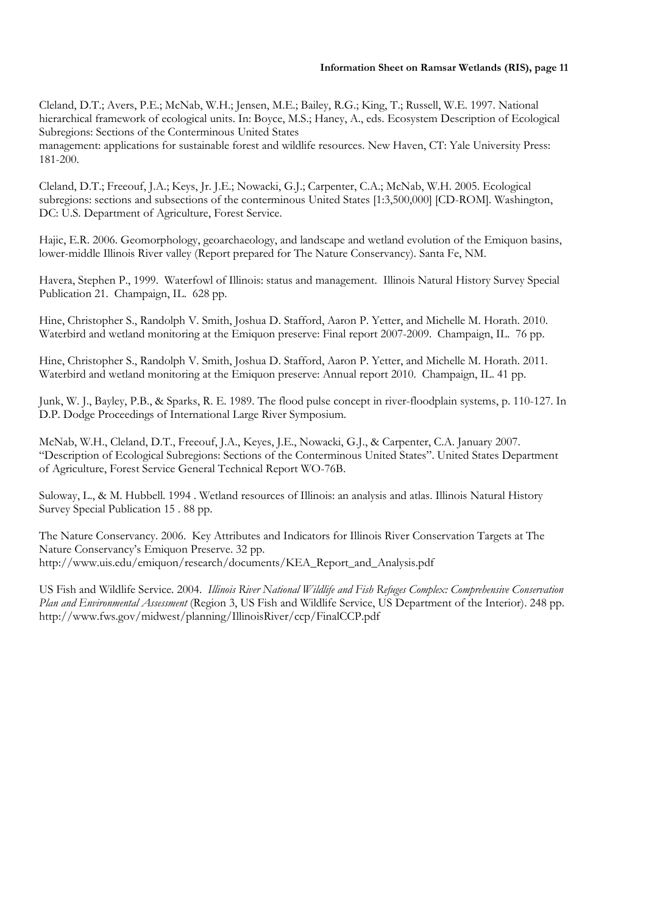Cleland, D.T.; Avers, P.E.; McNab, W.H.; Jensen, M.E.; Bailey, R.G.; King, T.; Russell, W.E. 1997. National hierarchical framework of ecological units. In: Boyce, M.S.; Haney, A., eds. Ecosystem Description of Ecological Subregions: Sections of the Conterminous United States
management: applications for sustainable forest and wildlife resources. New Haven, CT: Yale University Press: 181-200.

Cleland, D.T.; Freeouf, J.A.; Keys, Jr. J.E.; Nowacki, G.J.; Carpenter, C.A.; McNab, W.H. 2005. Ecological subregions: sections and subsections of the conterminous United States [1:3,500,000] [CD-ROM]. Washington, DC: U.S. Department of Agriculture, Forest Service.

Hajic, E.R. 2006. Geomorphology, geoarchaeology, and landscape and wetland evolution of the Emiquon basins, lower-middle Illinois River valley (Report prepared for The Nature Conservancy). Santa Fe, NM.

Havera, Stephen P., 1999. Waterfowl of Illinois: status and management. Illinois Natural History Survey Special Publication 21. Champaign, IL. 628 pp.

Hine, Christopher S., Randolph V. Smith, Joshua D. Stafford, Aaron P. Yetter, and Michelle M. Horath. 2010. Waterbird and wetland monitoring at the Emiquon preserve: Final report 2007-2009. Champaign, IL. 76 pp.

Hine, Christopher S., Randolph V. Smith, Joshua D. Stafford, Aaron P. Yetter, and Michelle M. Horath. 2011. Waterbird and wetland monitoring at the Emiquon preserve: Annual report 2010. Champaign, IL. 41 pp.

Junk, W. J., Bayley, P.B., & Sparks, R. E. 1989. The flood pulse concept in river-floodplain systems, p. 110-127. In D.P. Dodge Proceedings of International Large River Symposium.

McNab, W.H., Cleland, D.T., Freeouf, J.A., Keyes, J.E., Nowacki, G.J., & Carpenter, C.A. January 2007. "Description of Ecological Subregions: Sections of the Conterminous United States". United States Department of Agriculture, Forest Service General Technical Report WO-76B.

Suloway, L., & M. Hubbell. 1994 . Wetland resources of Illinois: an analysis and atlas. Illinois Natural History Survey Special Publication 15 . 88 pp.

The Nature Conservancy. 2006. Key Attributes and Indicators for Illinois River Conservation Targets at The Nature Conservancy's Emiquon Preserve. 32 pp.
http://www.uis.edu/emiquon/research/documents/KEA_Report_and_Analysis.pdf

US Fish and Wildlife Service. 2004. *Illinois River National Wildlife and Fish Refuges Complex: Comprehensive Conservation Plan and Environmental Assessment* (Region 3, US Fish and Wildlife Service, US Department of the Interior). 248 pp.
http://www.fws.gov/midwest/planning/IllinoisRiver/ccp/FinalCCP.pdf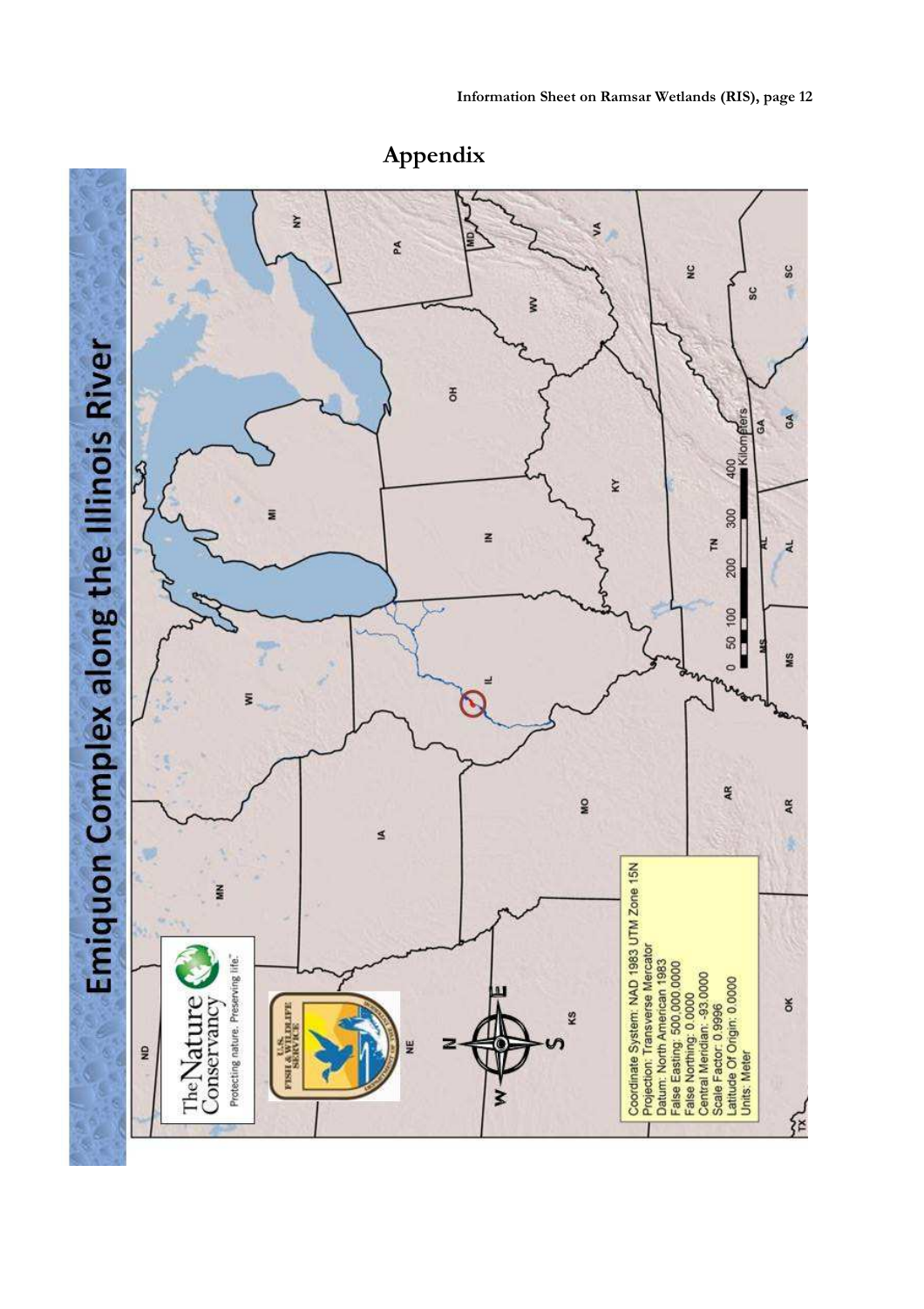# Appendix

## Emiquon Complex along the Illinois River

Coordinate System: NAD 1983 UTM Zone 15N
Projection: Transverse Mercator
Datum: North American 1983
False Easting: 500,000.0000
False Northing: 0.0000
Central Meridian: -93.0000
Scale Factor: 0.9996
Latitude Of Origin: 0.0000
Units: Meter

0 50 100 200 300 400 Kilometers

The Nature Conservancy
Protecting nature. Preserving life.

U.S. Fish & Wildlife Service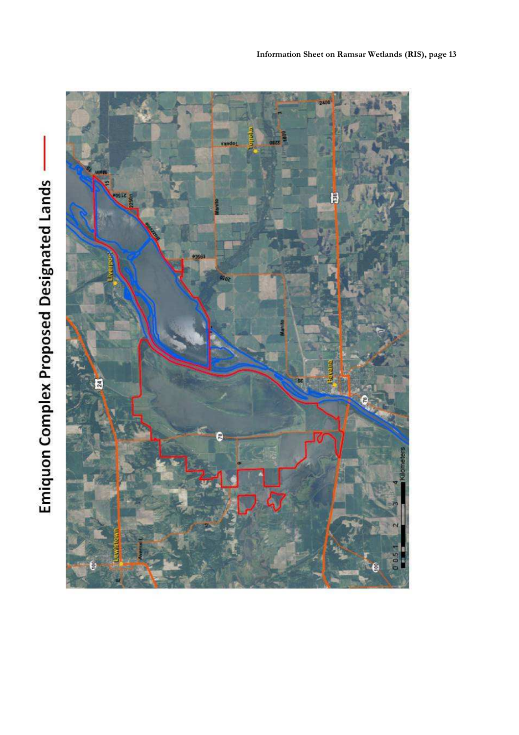Emiquon Complex Proposed Designated Lands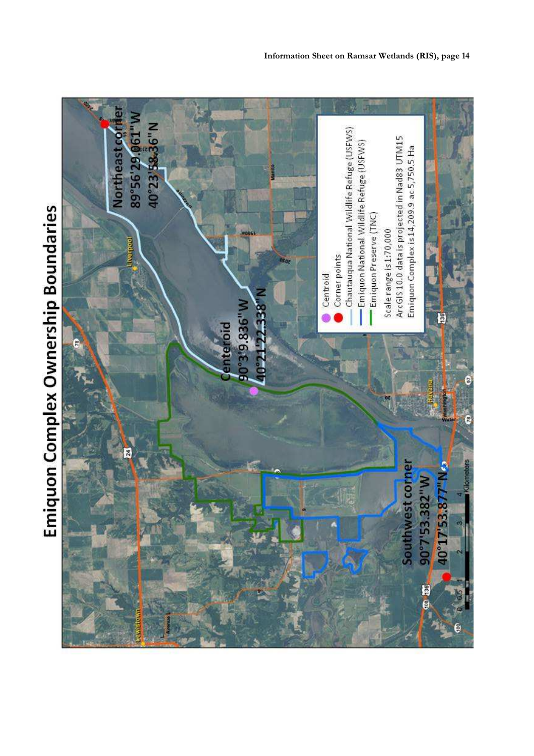# Emiquon Complex Ownership Boundaries

Northeast corner
89°56'29.061"W
40°23'58.36"N

Centeroid
90°3'9.836"W
40°21'22.338"N

Southwest corner
90°7'53.382"W
40°17'53.877"N

- Centroid
- Corner points
- Chautauqua National Wildlife Refuge (USFWS)
- Emiquon National Wildlife Refuge (USFWS)
- Emiquon Preserve (TNC)

Scale range is 1:70,000
ArcGIS 10.0 data is projected in Nad83 UTM15
Emiquon Complex is 14,209.9 ac 5,750.5 Ha

Liverpool
Manito
Havana
Lewistown
Washington
Water
Avenue L

0 0.5 1 2 3 4 Kilometers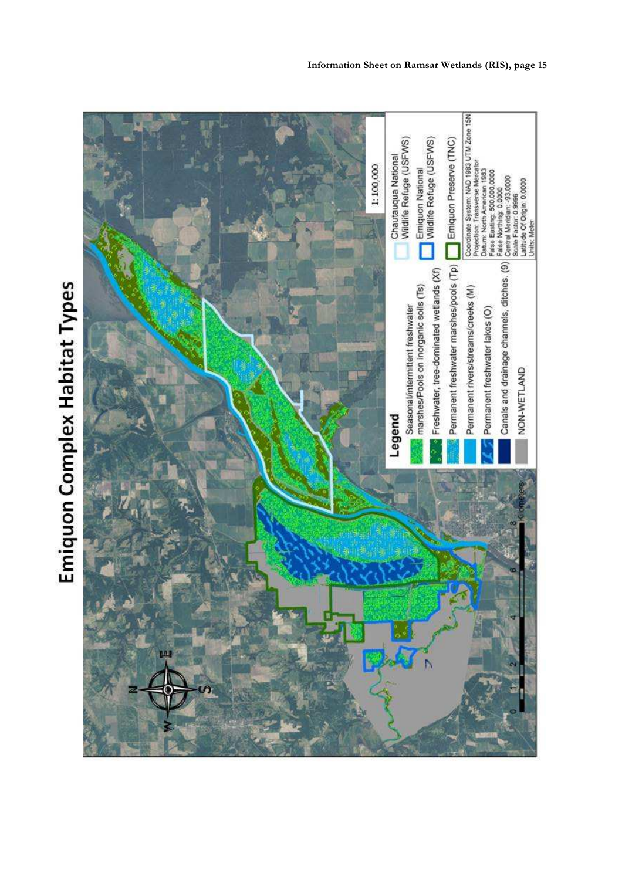# Emiquon Complex Habitat Types

Legend

Seasonal/intermittent freshwater marshes/Pools on inorganic soils (Ts)

Freshwater, tree-dominated wetlands (Xf)

Permanent freshwater marshes/pools (Tp)

Permanent rivers/streams/creeks (M)

Permanent freshwater lakes (O)

Canals and drainage channels, ditches, (9)

NON-WETLAND

Chautauqua National Wildlife Refuge (USFWS)

Emiquon National Wildlife Refuge (USFWS)

Emiquon Preserve (TNC)

1:100,000

Coordinate System: NAD 1983 UTM Zone 15N
Projection: Transverse Mercator
Datum: North American 1983
False Easting: 500,000.0000
False Northing: 0.0000
Central Meridian: -93.0000
Scale Factor: 0.9996
Latitude Of Origin: 0.0000
Units: Meter

0 1 2 4 6 8
Kilometers

N E S W